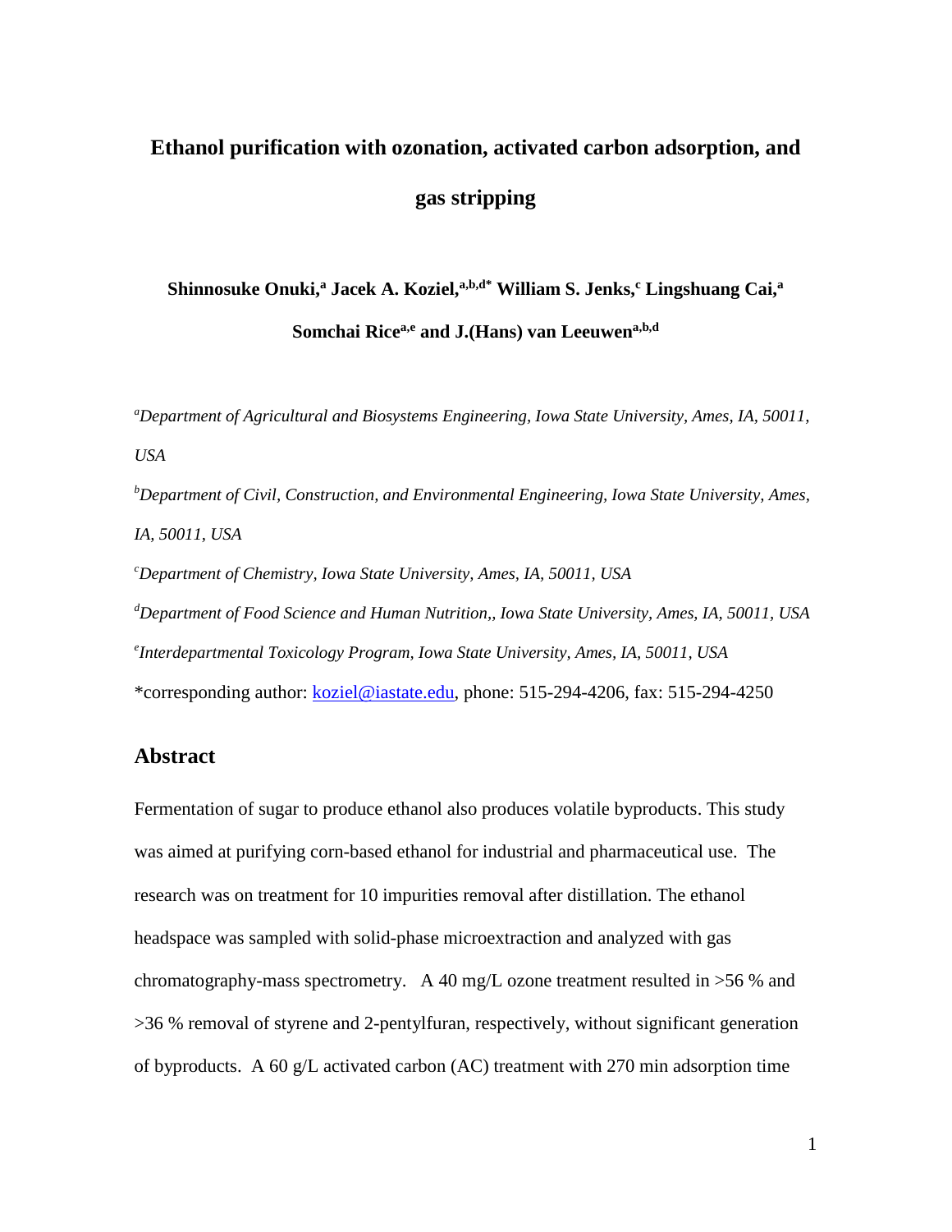# Ethanol purification with ozonation, activated carbon adsorption, and gas stripping

**Shinnosuke Onuki,[a] Jacek A. Koziel,[a,b,d*] William S. Jenks,[c] Lingshuang Cai,[a] Somchai Rice[a,e] and J.(Hans) van Leeuwen[a,b,d]**

[a]*Department of Agricultural and Biosystems Engineering, Iowa State University, Ames, IA, 50011, USA*

[b]*Department of Civil, Construction, and Environmental Engineering, Iowa State University, Ames, IA, 50011, USA*

[c]*Department of Chemistry, Iowa State University, Ames, IA, 50011, USA*

[d]*Department of Food Science and Human Nutrition,, Iowa State University, Ames, IA, 50011, USA*

[e]*Interdepartmental Toxicology Program, Iowa State University, Ames, IA, 50011, USA*

*corresponding author: koziel@iastate.edu, phone: 515-294-4206, fax: 515-294-4250

## Abstract

Fermentation of sugar to produce ethanol also produces volatile byproducts. This study was aimed at purifying corn-based ethanol for industrial and pharmaceutical use. The research was on treatment for 10 impurities removal after distillation. The ethanol headspace was sampled with solid-phase microextraction and analyzed with gas chromatography-mass spectrometry. A 40 mg/L ozone treatment resulted in >56 % and >36 % removal of styrene and 2-pentylfuran, respectively, without significant generation of byproducts. A 60 g/L activated carbon (AC) treatment with 270 min adsorption time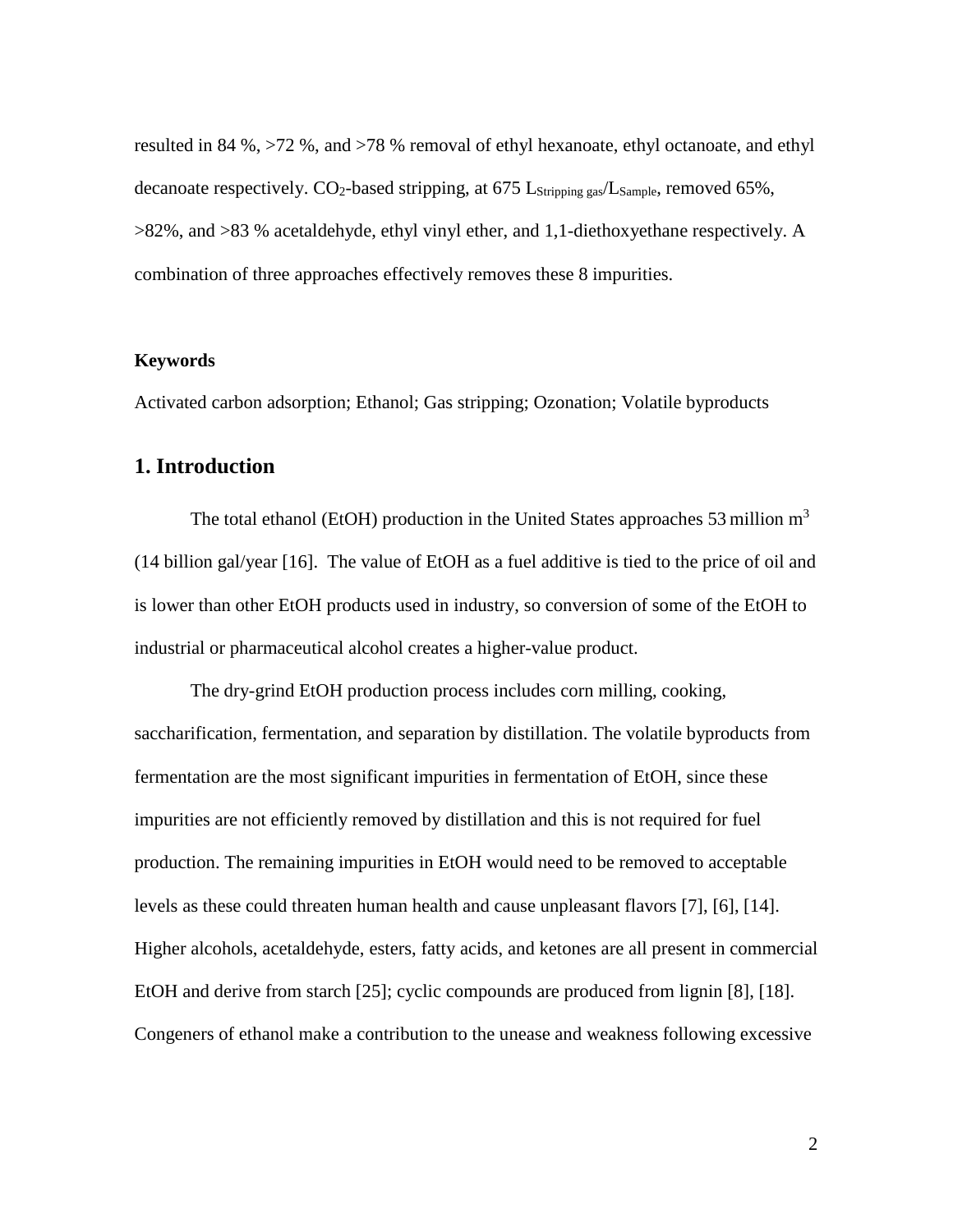resulted in 84 %, >72 %, and >78 % removal of ethyl hexanoate, ethyl octanoate, and ethyl decanoate respectively. $CO_2$-based stripping, at 675 $L_{Stripping\ gas}/L_{Sample}$, removed 65%, >82%, and >83 % acetaldehyde, ethyl vinyl ether, and 1,1-diethoxyethane respectively. A combination of three approaches effectively removes these 8 impurities.

**Keywords**

Activated carbon adsorption; Ethanol; Gas stripping; Ozonation; Volatile byproducts

## 1. Introduction

The total ethanol (EtOH) production in the United States approaches 53 million $m^3$ (14 billion gal/year [16]. The value of EtOH as a fuel additive is tied to the price of oil and is lower than other EtOH products used in industry, so conversion of some of the EtOH to industrial or pharmaceutical alcohol creates a higher-value product.

The dry-grind EtOH production process includes corn milling, cooking, saccharification, fermentation, and separation by distillation. The volatile byproducts from fermentation are the most significant impurities in fermentation of EtOH, since these impurities are not efficiently removed by distillation and this is not required for fuel production. The remaining impurities in EtOH would need to be removed to acceptable levels as these could threaten human health and cause unpleasant flavors [7], [6], [14]. Higher alcohols, acetaldehyde, esters, fatty acids, and ketones are all present in commercial EtOH and derive from starch [25]; cyclic compounds are produced from lignin [8], [18]. Congeners of ethanol make a contribution to the unease and weakness following excessive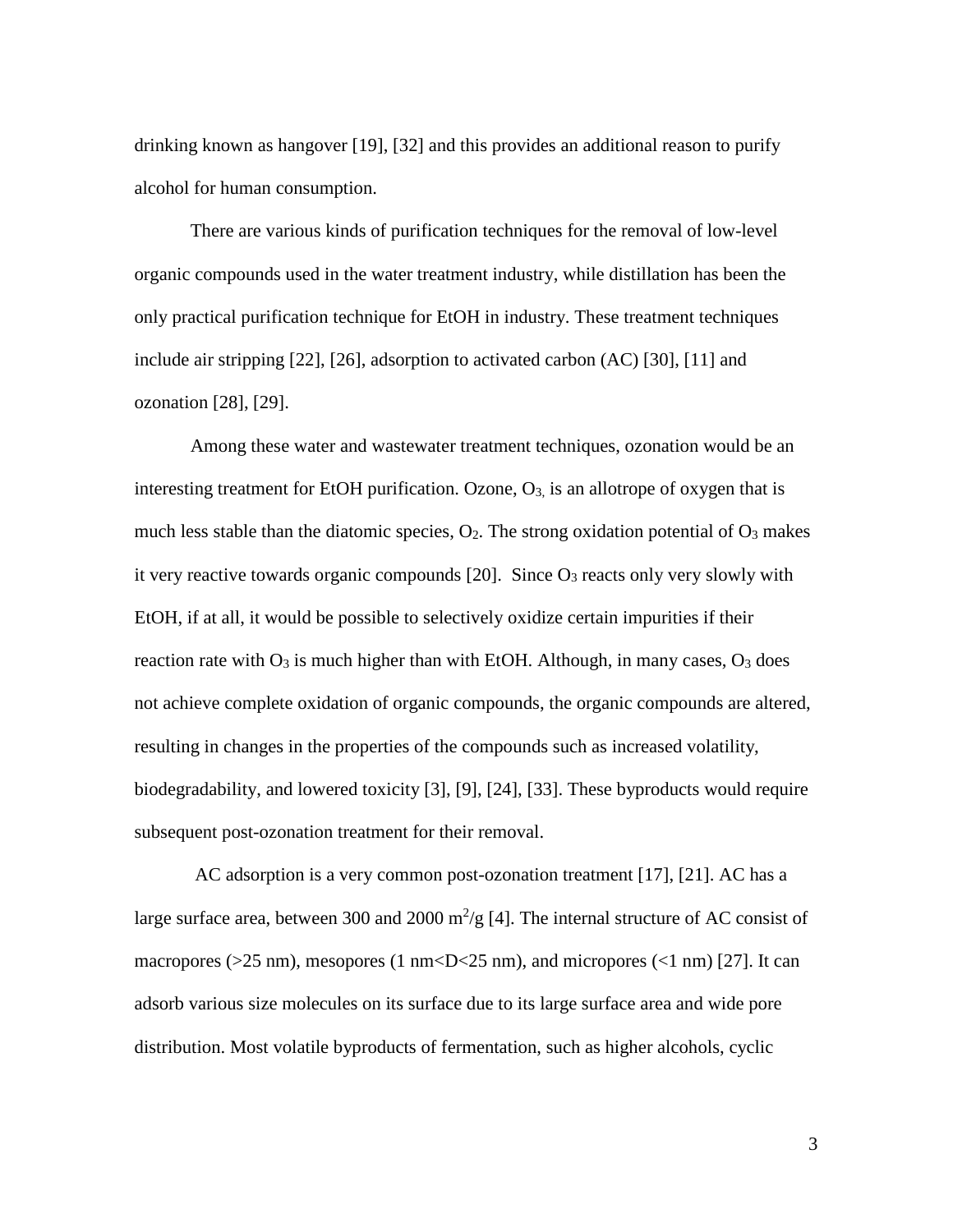drinking known as hangover [19], [32] and this provides an additional reason to purify alcohol for human consumption.

There are various kinds of purification techniques for the removal of low-level organic compounds used in the water treatment industry, while distillation has been the only practical purification technique for EtOH in industry. These treatment techniques include air stripping [22], [26], adsorption to activated carbon (AC) [30], [11] and ozonation [28], [29].

Among these water and wastewater treatment techniques, ozonation would be an interesting treatment for EtOH purification. Ozone, $O_3$, is an allotrope of oxygen that is much less stable than the diatomic species, $O_2$. The strong oxidation potential of $O_3$ makes it very reactive towards organic compounds [20]. Since $O_3$ reacts only very slowly with EtOH, if at all, it would be possible to selectively oxidize certain impurities if their reaction rate with $O_3$ is much higher than with EtOH. Although, in many cases, $O_3$ does not achieve complete oxidation of organic compounds, the organic compounds are altered, resulting in changes in the properties of the compounds such as increased volatility, biodegradability, and lowered toxicity [3], [9], [24], [33]. These byproducts would require subsequent post-ozonation treatment for their removal.

AC adsorption is a very common post-ozonation treatment [17], [21]. AC has a large surface area, between 300 and 2000 $m^2/g$ [4]. The internal structure of AC consist of macropores (>25 nm), mesopores (1 nm<D<25 nm), and micropores (<1 nm) [27]. It can adsorb various size molecules on its surface due to its large surface area and wide pore distribution. Most volatile byproducts of fermentation, such as higher alcohols, cyclic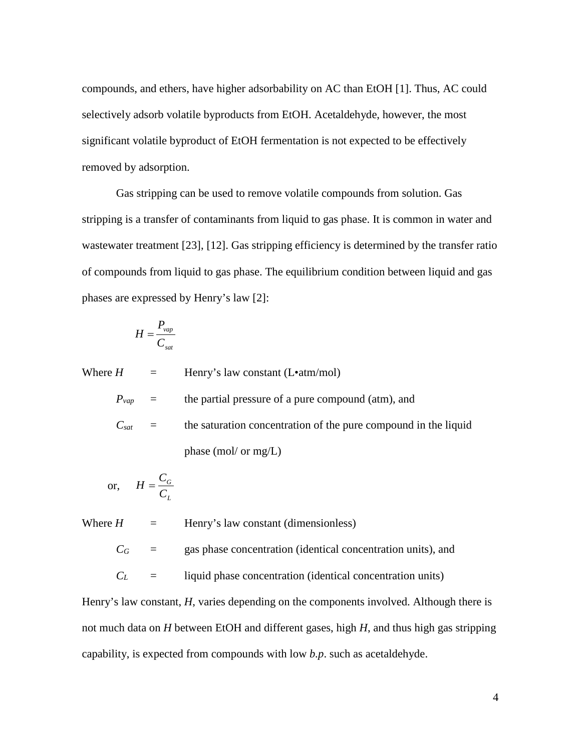compounds, and ethers, have higher adsorbability on AC than EtOH [1]. Thus, AC could selectively adsorb volatile byproducts from EtOH. Acetaldehyde, however, the most significant volatile byproduct of EtOH fermentation is not expected to be effectively removed by adsorption.

Gas stripping can be used to remove volatile compounds from solution. Gas stripping is a transfer of contaminants from liquid to gas phase. It is common in water and wastewater treatment [23], [12]. Gas stripping efficiency is determined by the transfer ratio of compounds from liquid to gas phase. The equilibrium condition between liquid and gas phases are expressed by Henry's law [2]:

$$H = \frac{P_{vap}}{C_{sat}}$$

Where $H$ = Henry's law constant (L•atm/mol)

$P_{vap}$ = the partial pressure of a pure compound (atm), and

$C_{sat}$ = the saturation concentration of the pure compound in the liquid phase (mol/ or mg/L)

or,

$$H = \frac{C_G}{C_L}$$

Where $H$ = Henry's law constant (dimensionless)

$C_G$ = gas phase concentration (identical concentration units), and

$C_L$ = liquid phase concentration (identical concentration units)

Henry's law constant, $H$, varies depending on the components involved. Although there is not much data on $H$ between EtOH and different gases, high $H$, and thus high gas stripping capability, is expected from compounds with low *b.p.* such as acetaldehyde.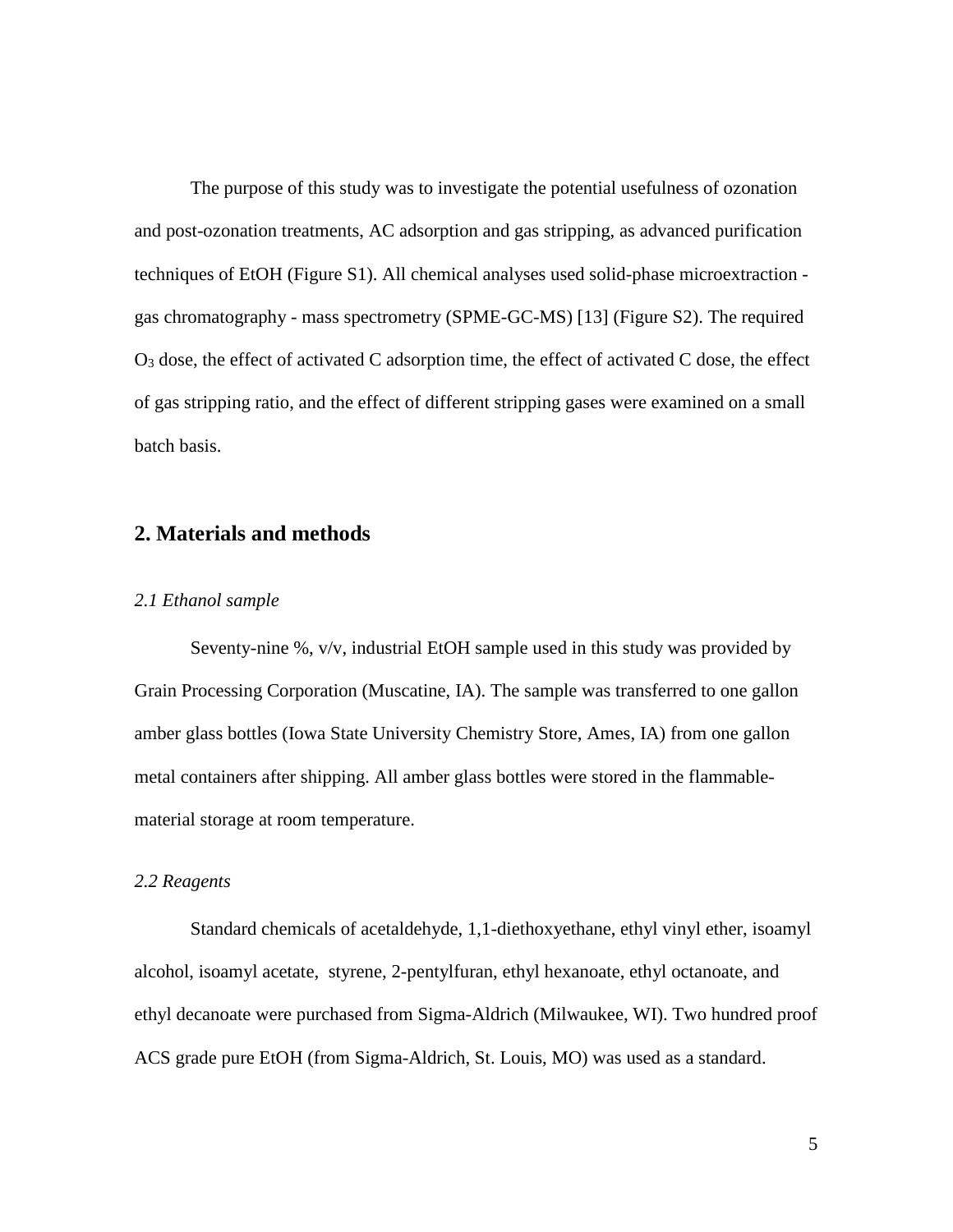The purpose of this study was to investigate the potential usefulness of ozonation and post-ozonation treatments, AC adsorption and gas stripping, as advanced purification techniques of EtOH (Figure S1). All chemical analyses used solid-phase microextraction - gas chromatography - mass spectrometry (SPME-GC-MS) [13] (Figure S2). The required $O_3$ dose, the effect of activated C adsorption time, the effect of activated C dose, the effect of gas stripping ratio, and the effect of different stripping gases were examined on a small batch basis.

## 2. Materials and methods

### *2.1 Ethanol sample*

Seventy-nine %, v/v, industrial EtOH sample used in this study was provided by Grain Processing Corporation (Muscatine, IA). The sample was transferred to one gallon amber glass bottles (Iowa State University Chemistry Store, Ames, IA) from one gallon metal containers after shipping. All amber glass bottles were stored in the flammable-material storage at room temperature.

### *2.2 Reagents*

Standard chemicals of acetaldehyde, 1,1-diethoxyethane, ethyl vinyl ether, isoamyl alcohol, isoamyl acetate, styrene, 2-pentylfuran, ethyl hexanoate, ethyl octanoate, and ethyl decanoate were purchased from Sigma-Aldrich (Milwaukee, WI). Two hundred proof ACS grade pure EtOH (from Sigma-Aldrich, St. Louis, MO) was used as a standard.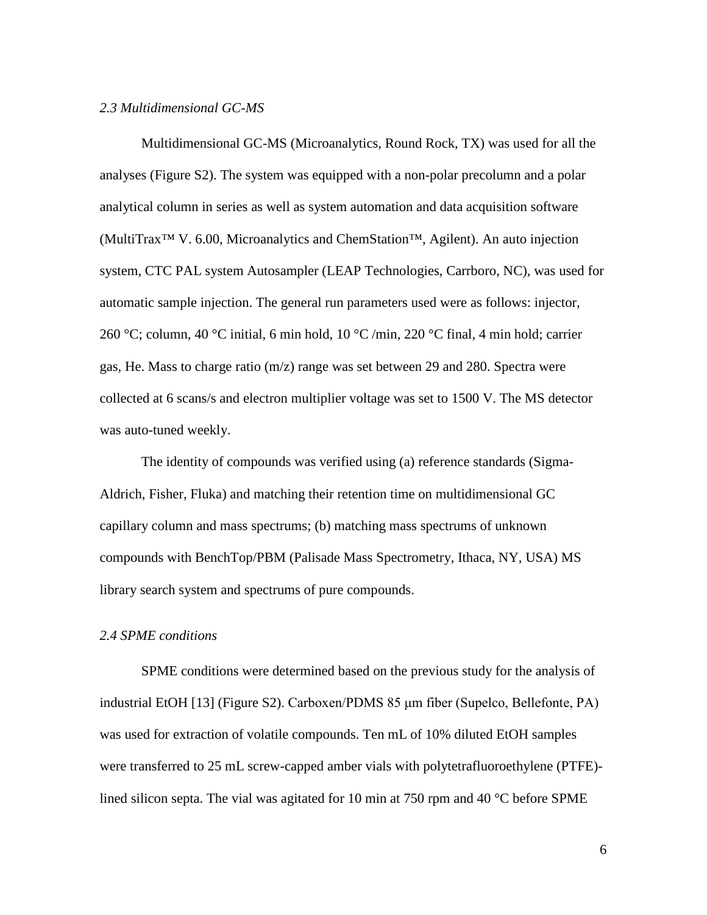### *2.3 Multidimensional GC-MS*

Multidimensional GC-MS (Microanalytics, Round Rock, TX) was used for all the analyses (Figure S2). The system was equipped with a non-polar precolumn and a polar analytical column in series as well as system automation and data acquisition software (MultiTrax™ V. 6.00, Microanalytics and ChemStation™, Agilent). An auto injection system, CTC PAL system Autosampler (LEAP Technologies, Carrboro, NC), was used for automatic sample injection. The general run parameters used were as follows: injector, 260 °C; column, 40 °C initial, 6 min hold, 10 °C /min, 220 °C final, 4 min hold; carrier gas, He. Mass to charge ratio (m/z) range was set between 29 and 280. Spectra were collected at 6 scans/s and electron multiplier voltage was set to 1500 V. The MS detector was auto-tuned weekly.

The identity of compounds was verified using (a) reference standards (Sigma-Aldrich, Fisher, Fluka) and matching their retention time on multidimensional GC capillary column and mass spectrums; (b) matching mass spectrums of unknown compounds with BenchTop/PBM (Palisade Mass Spectrometry, Ithaca, NY, USA) MS library search system and spectrums of pure compounds.

### *2.4 SPME conditions*

SPME conditions were determined based on the previous study for the analysis of industrial EtOH [13] (Figure S2). Carboxen/PDMS 85 μm fiber (Supelco, Bellefonte, PA) was used for extraction of volatile compounds. Ten mL of 10% diluted EtOH samples were transferred to 25 mL screw-capped amber vials with polytetrafluoroethylene (PTFE)-lined silicon septa. The vial was agitated for 10 min at 750 rpm and 40 °C before SPME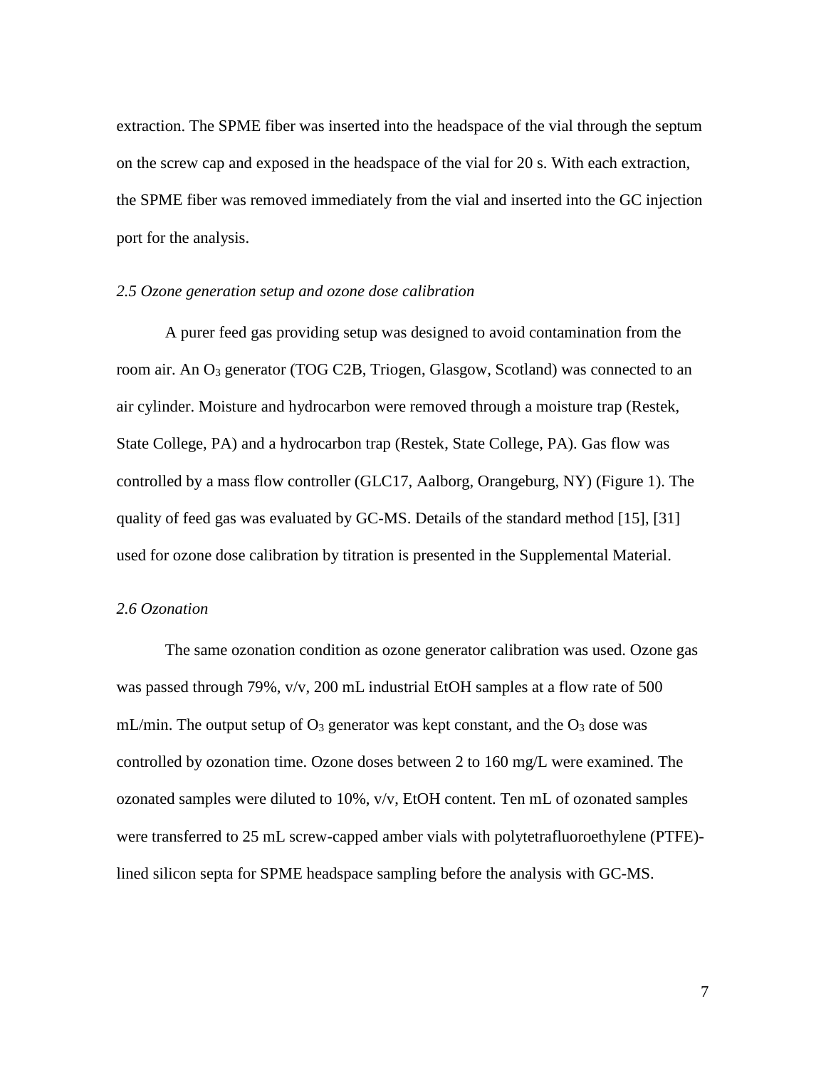extraction. The SPME fiber was inserted into the headspace of the vial through the septum on the screw cap and exposed in the headspace of the vial for 20 s. With each extraction, the SPME fiber was removed immediately from the vial and inserted into the GC injection port for the analysis.

### *2.5 Ozone generation setup and ozone dose calibration*

A purer feed gas providing setup was designed to avoid contamination from the room air. An $O_3$ generator (TOG C2B, Triogen, Glasgow, Scotland) was connected to an air cylinder. Moisture and hydrocarbon were removed through a moisture trap (Restek, State College, PA) and a hydrocarbon trap (Restek, State College, PA). Gas flow was controlled by a mass flow controller (GLC17, Aalborg, Orangeburg, NY) (Figure 1). The quality of feed gas was evaluated by GC-MS. Details of the standard method [15], [31] used for ozone dose calibration by titration is presented in the Supplemental Material.

### *2.6 Ozonation*

The same ozonation condition as ozone generator calibration was used. Ozone gas was passed through 79%, v/v, 200 mL industrial EtOH samples at a flow rate of 500 mL/min. The output setup of $O_3$ generator was kept constant, and the $O_3$ dose was controlled by ozonation time. Ozone doses between 2 to 160 mg/L were examined. The ozonated samples were diluted to 10%, v/v, EtOH content. Ten mL of ozonated samples were transferred to 25 mL screw-capped amber vials with polytetrafluoroethylene (PTFE)-lined silicon septa for SPME headspace sampling before the analysis with GC-MS.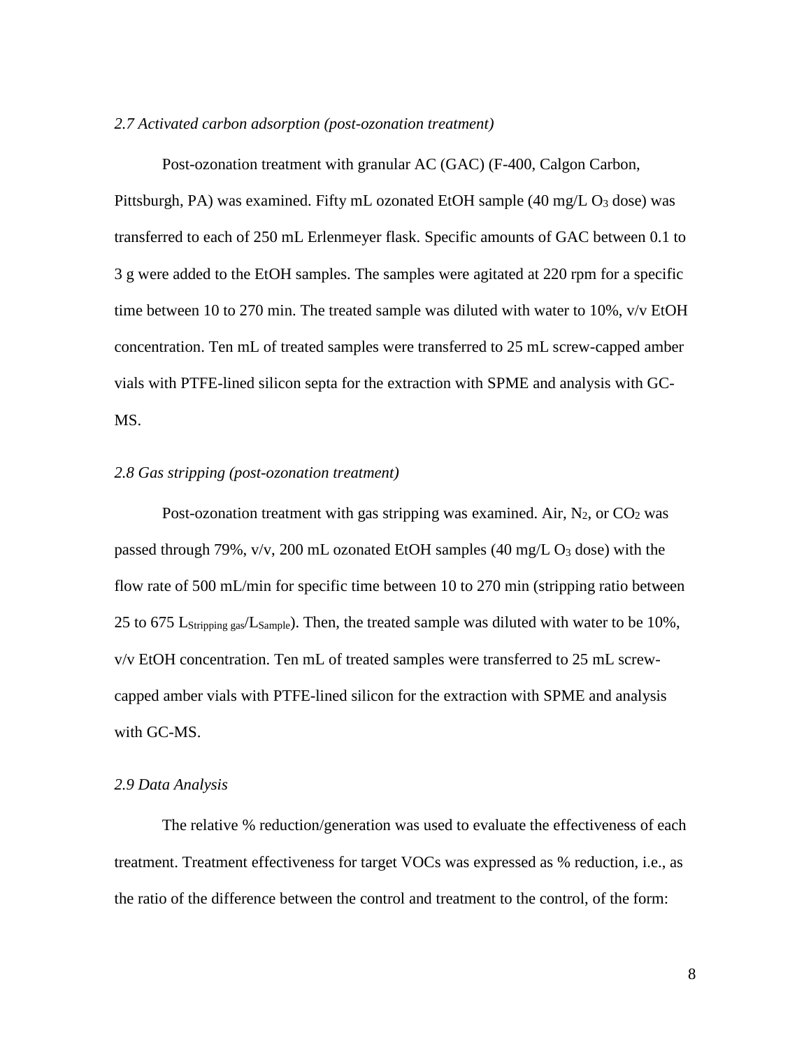### *2.7 Activated carbon adsorption (post-ozonation treatment)*

Post-ozonation treatment with granular AC (GAC) (F-400, Calgon Carbon, Pittsburgh, PA) was examined. Fifty mL ozonated EtOH sample (40 mg/L $O_3$ dose) was transferred to each of 250 mL Erlenmeyer flask. Specific amounts of GAC between 0.1 to 3 g were added to the EtOH samples. The samples were agitated at 220 rpm for a specific time between 10 to 270 min. The treated sample was diluted with water to 10%, v/v EtOH concentration. Ten mL of treated samples were transferred to 25 mL screw-capped amber vials with PTFE-lined silicon septa for the extraction with SPME and analysis with GC-MS.

### *2.8 Gas stripping (post-ozonation treatment)*

Post-ozonation treatment with gas stripping was examined. Air, $N_2$, or $CO_2$ was passed through 79%, v/v, 200 mL ozonated EtOH samples (40 mg/L $O_3$ dose) with the flow rate of 500 mL/min for specific time between 10 to 270 min (stripping ratio between 25 to 675 $L_{Stripping\ gas}/L_{Sample}$). Then, the treated sample was diluted with water to be 10%, v/v EtOH concentration. Ten mL of treated samples were transferred to 25 mL screw-capped amber vials with PTFE-lined silicon for the extraction with SPME and analysis with GC-MS.

### *2.9 Data Analysis*

The relative % reduction/generation was used to evaluate the effectiveness of each treatment. Treatment effectiveness for target VOCs was expressed as % reduction, i.e., as the ratio of the difference between the control and treatment to the control, of the form: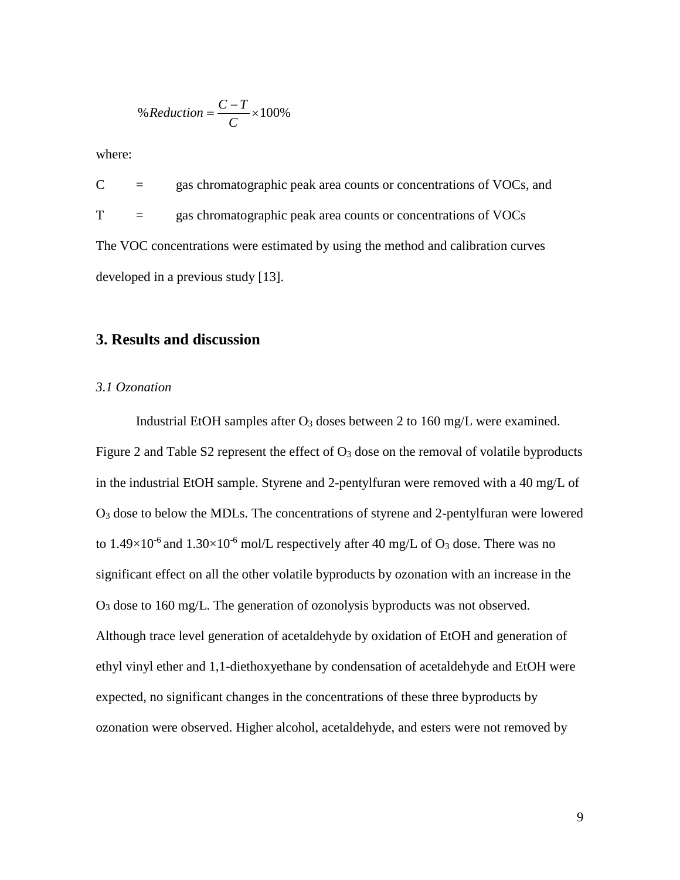$$\%Reduction = \frac{C - T}{C} \times 100\%$$

where:

C = gas chromatographic peak area counts or concentrations of VOCs, and

T = gas chromatographic peak area counts or concentrations of VOCs

The VOC concentrations were estimated by using the method and calibration curves developed in a previous study [13].

## 3. Results and discussion

### *3.1 Ozonation*

Industrial EtOH samples after $O_3$ doses between 2 to 160 mg/L were examined. Figure 2 and Table S2 represent the effect of $O_3$ dose on the removal of volatile byproducts in the industrial EtOH sample. Styrene and 2-pentylfuran were removed with a 40 mg/L of $O_3$ dose to below the MDLs. The concentrations of styrene and 2-pentylfuran were lowered to $1.49\times10^{-6}$ and $1.30\times10^{-6}$ mol/L respectively after 40 mg/L of $O_3$ dose. There was no significant effect on all the other volatile byproducts by ozonation with an increase in the $O_3$ dose to 160 mg/L. The generation of ozonolysis byproducts was not observed. Although trace level generation of acetaldehyde by oxidation of EtOH and generation of ethyl vinyl ether and 1,1-diethoxyethane by condensation of acetaldehyde and EtOH were expected, no significant changes in the concentrations of these three byproducts by ozonation were observed. Higher alcohol, acetaldehyde, and esters were not removed by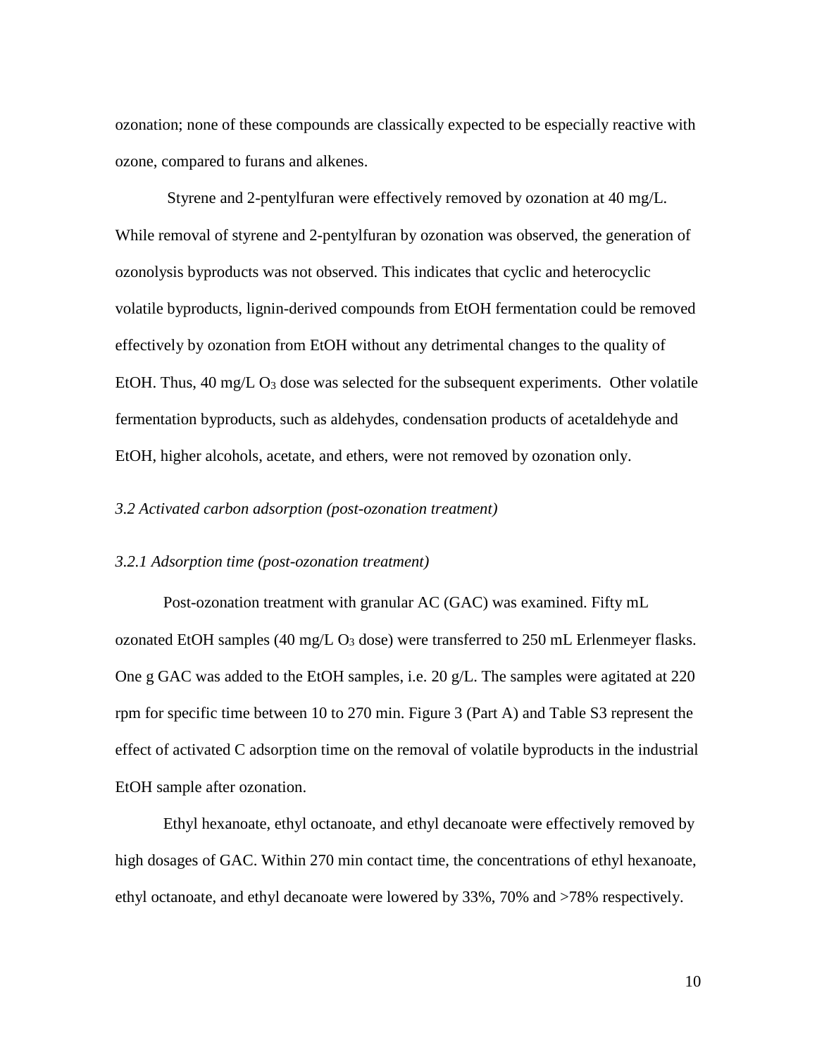ozonation; none of these compounds are classically expected to be especially reactive with ozone, compared to furans and alkenes.

Styrene and 2-pentylfuran were effectively removed by ozonation at 40 mg/L. While removal of styrene and 2-pentylfuran by ozonation was observed, the generation of ozonolysis byproducts was not observed. This indicates that cyclic and heterocyclic volatile byproducts, lignin-derived compounds from EtOH fermentation could be removed effectively by ozonation from EtOH without any detrimental changes to the quality of EtOH. Thus, 40 mg/L $O_3$ dose was selected for the subsequent experiments. Other volatile fermentation byproducts, such as aldehydes, condensation products of acetaldehyde and EtOH, higher alcohols, acetate, and ethers, were not removed by ozonation only.

*3.2 Activated carbon adsorption (post-ozonation treatment)*

*3.2.1 Adsorption time (post-ozonation treatment)*

Post-ozonation treatment with granular AC (GAC) was examined. Fifty mL ozonated EtOH samples (40 mg/L $O_3$ dose) were transferred to 250 mL Erlenmeyer flasks. One g GAC was added to the EtOH samples, i.e. 20 g/L. The samples were agitated at 220 rpm for specific time between 10 to 270 min. Figure 3 (Part A) and Table S3 represent the effect of activated C adsorption time on the removal of volatile byproducts in the industrial EtOH sample after ozonation.

Ethyl hexanoate, ethyl octanoate, and ethyl decanoate were effectively removed by high dosages of GAC. Within 270 min contact time, the concentrations of ethyl hexanoate, ethyl octanoate, and ethyl decanoate were lowered by 33%, 70% and >78% respectively.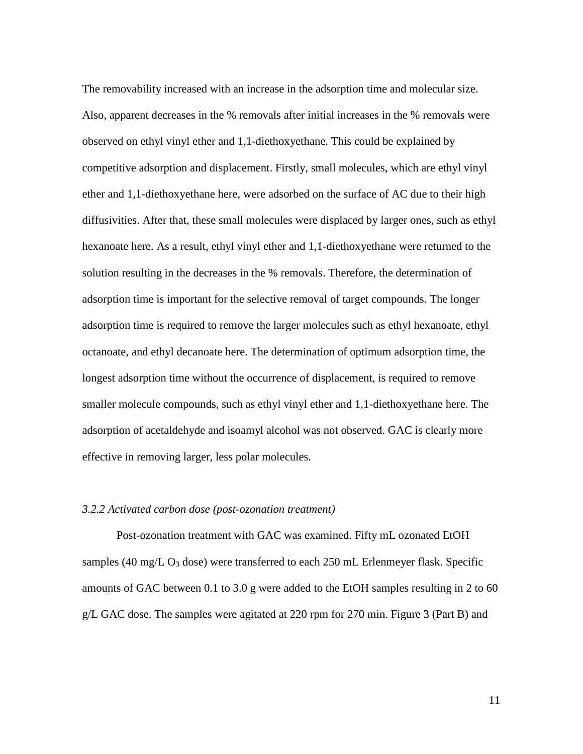The removability increased with an increase in the adsorption time and molecular size. Also, apparent decreases in the % removals after initial increases in the % removals were observed on ethyl vinyl ether and 1,1-diethoxyethane. This could be explained by competitive adsorption and displacement. Firstly, small molecules, which are ethyl vinyl ether and 1,1-diethoxyethane here, were adsorbed on the surface of AC due to their high diffusivities. After that, these small molecules were displaced by larger ones, such as ethyl hexanoate here. As a result, ethyl vinyl ether and 1,1-diethoxyethane were returned to the solution resulting in the decreases in the % removals. Therefore, the determination of adsorption time is important for the selective removal of target compounds. The longer adsorption time is required to remove the larger molecules such as ethyl hexanoate, ethyl octanoate, and ethyl decanoate here. The determination of optimum adsorption time, the longest adsorption time without the occurrence of displacement, is required to remove smaller molecule compounds, such as ethyl vinyl ether and 1,1-diethoxyethane here. The adsorption of acetaldehyde and isoamyl alcohol was not observed. GAC is clearly more effective in removing larger, less polar molecules.

### *3.2.2 Activated carbon dose (post-ozonation treatment)*

Post-ozonation treatment with GAC was examined. Fifty mL ozonated EtOH samples (40 mg/L $O_3$ dose) were transferred to each 250 mL Erlenmeyer flask. Specific amounts of GAC between 0.1 to 3.0 g were added to the EtOH samples resulting in 2 to 60 g/L GAC dose. The samples were agitated at 220 rpm for 270 min. Figure 3 (Part B) and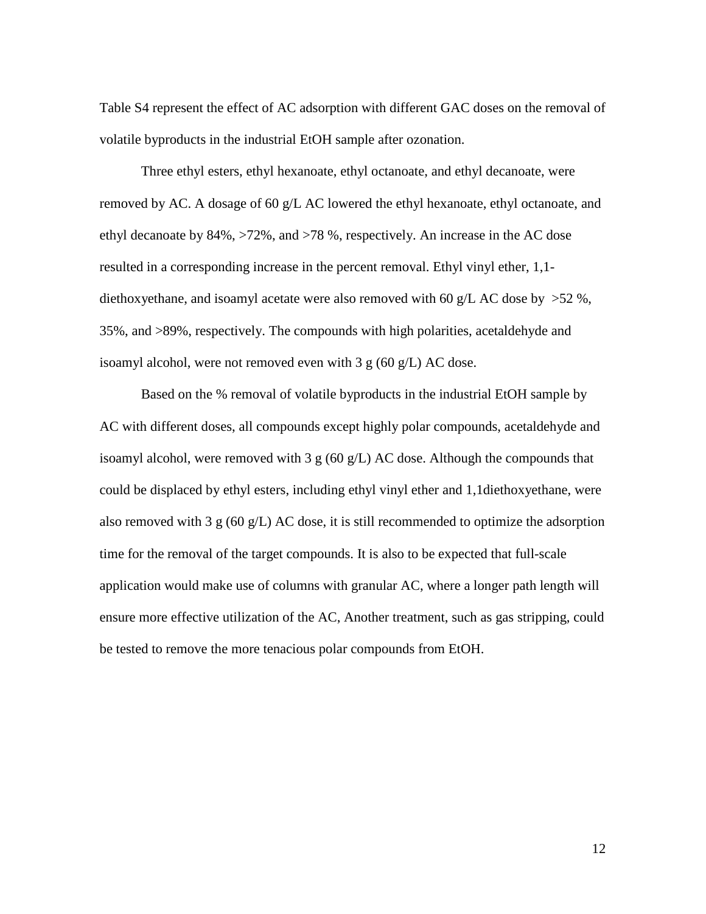Table S4 represent the effect of AC adsorption with different GAC doses on the removal of volatile byproducts in the industrial EtOH sample after ozonation.

Three ethyl esters, ethyl hexanoate, ethyl octanoate, and ethyl decanoate, were removed by AC. A dosage of 60 g/L AC lowered the ethyl hexanoate, ethyl octanoate, and ethyl decanoate by 84%, >72%, and >78 %, respectively. An increase in the AC dose resulted in a corresponding increase in the percent removal. Ethyl vinyl ether, 1,1-diethoxyethane, and isoamyl acetate were also removed with 60 g/L AC dose by >52 %, 35%, and >89%, respectively. The compounds with high polarities, acetaldehyde and isoamyl alcohol, were not removed even with 3 g (60 g/L) AC dose.

Based on the % removal of volatile byproducts in the industrial EtOH sample by AC with different doses, all compounds except highly polar compounds, acetaldehyde and isoamyl alcohol, were removed with 3 g (60 g/L) AC dose. Although the compounds that could be displaced by ethyl esters, including ethyl vinyl ether and 1,1diethoxyethane, were also removed with 3 g (60 g/L) AC dose, it is still recommended to optimize the adsorption time for the removal of the target compounds. It is also to be expected that full-scale application would make use of columns with granular AC, where a longer path length will ensure more effective utilization of the AC, Another treatment, such as gas stripping, could be tested to remove the more tenacious polar compounds from EtOH.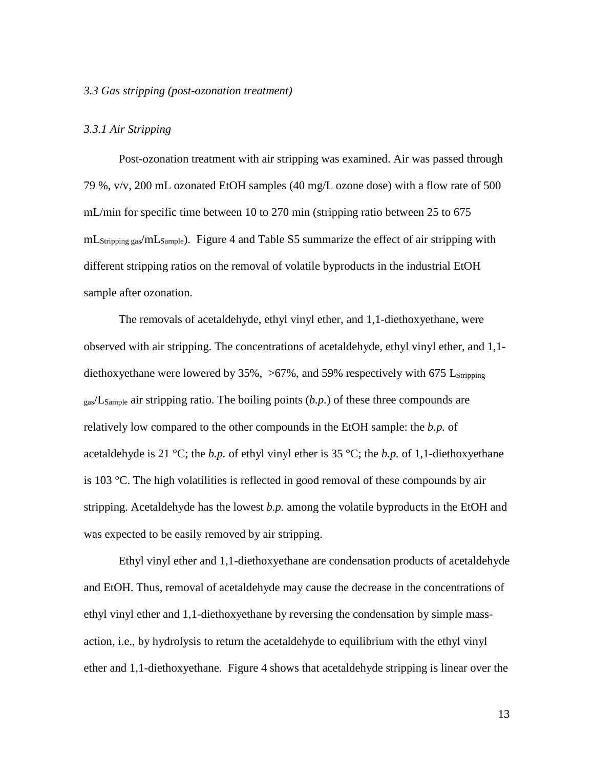*3.3 Gas stripping (post-ozonation treatment)*

*3.3.1 Air Stripping*

Post-ozonation treatment with air stripping was examined. Air was passed through 79 %, v/v, 200 mL ozonated EtOH samples (40 mg/L ozone dose) with a flow rate of 500 mL/min for specific time between 10 to 270 min (stripping ratio between 25 to 675 $mL_{Stripping\ gas}/mL_{Sample}$). Figure 4 and Table S5 summarize the effect of air stripping with different stripping ratios on the removal of volatile byproducts in the industrial EtOH sample after ozonation.

The removals of acetaldehyde, ethyl vinyl ether, and 1,1-diethoxyethane, were observed with air stripping. The concentrations of acetaldehyde, ethyl vinyl ether, and 1,1-diethoxyethane were lowered by 35%, >67%, and 59% respectively with 675 $L_{Stripping\ gas}/L_{Sample}$ air stripping ratio. The boiling points (*b.p.*) of these three compounds are relatively low compared to the other compounds in the EtOH sample: the *b.p.* of acetaldehyde is 21 °C; the *b.p.* of ethyl vinyl ether is 35 °C; the *b.p.* of 1,1-diethoxyethane is 103 °C. The high volatilities is reflected in good removal of these compounds by air stripping. Acetaldehyde has the lowest *b.p.* among the volatile byproducts in the EtOH and was expected to be easily removed by air stripping.

Ethyl vinyl ether and 1,1-diethoxyethane are condensation products of acetaldehyde and EtOH. Thus, removal of acetaldehyde may cause the decrease in the concentrations of ethyl vinyl ether and 1,1-diethoxyethane by reversing the condensation by simple mass-action, i.e., by hydrolysis to return the acetaldehyde to equilibrium with the ethyl vinyl ether and 1,1-diethoxyethane. Figure 4 shows that acetaldehyde stripping is linear over the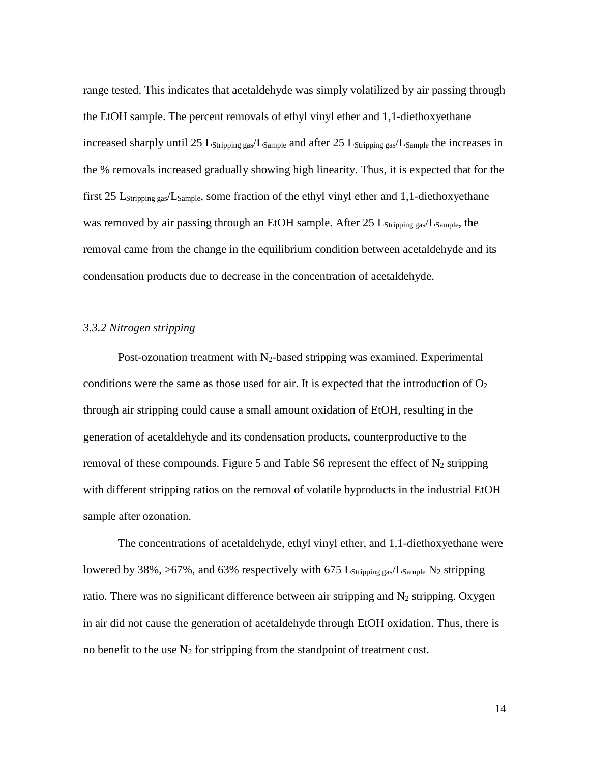range tested. This indicates that acetaldehyde was simply volatilized by air passing through the EtOH sample. The percent removals of ethyl vinyl ether and 1,1-diethoxyethane increased sharply until 25 $L_{Stripping\ gas}/L_{Sample}$ and after 25 $L_{Stripping\ gas}/L_{Sample}$ the increases in the % removals increased gradually showing high linearity. Thus, it is expected that for the first 25 $L_{Stripping\ gas}/L_{Sample}$, some fraction of the ethyl vinyl ether and 1,1-diethoxyethane was removed by air passing through an EtOH sample. After 25 $L_{Stripping\ gas}/L_{Sample}$, the removal came from the change in the equilibrium condition between acetaldehyde and its condensation products due to decrease in the concentration of acetaldehyde.

### *3.3.2 Nitrogen stripping*

Post-ozonation treatment with $N_2$-based stripping was examined. Experimental conditions were the same as those used for air. It is expected that the introduction of $O_2$ through air stripping could cause a small amount oxidation of EtOH, resulting in the generation of acetaldehyde and its condensation products, counterproductive to the removal of these compounds. Figure 5 and Table S6 represent the effect of $N_2$ stripping with different stripping ratios on the removal of volatile byproducts in the industrial EtOH sample after ozonation.

The concentrations of acetaldehyde, ethyl vinyl ether, and 1,1-diethoxyethane were lowered by 38%, >67%, and 63% respectively with 675 $L_{Stripping\ gas}/L_{Sample}$ $N_2$ stripping ratio. There was no significant difference between air stripping and $N_2$ stripping. Oxygen in air did not cause the generation of acetaldehyde through EtOH oxidation. Thus, there is no benefit to the use $N_2$ for stripping from the standpoint of treatment cost.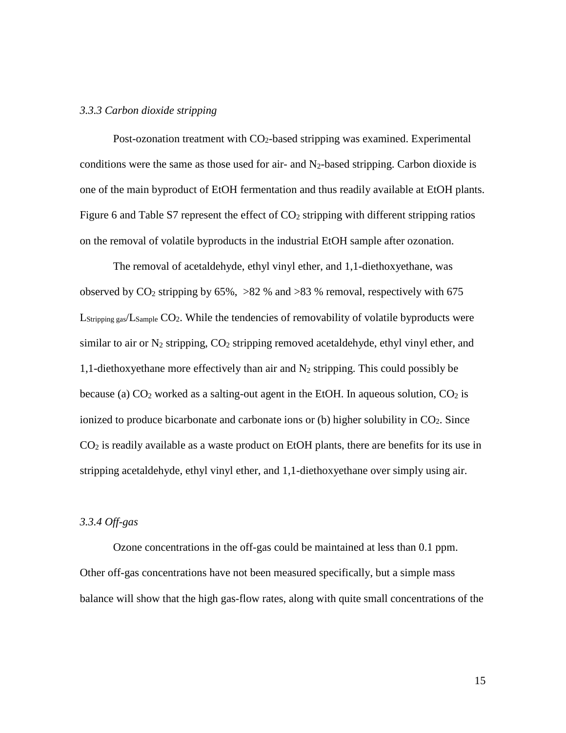### *3.3.3 Carbon dioxide stripping*

Post-ozonation treatment with $CO_2$-based stripping was examined. Experimental conditions were the same as those used for air- and $N_2$-based stripping. Carbon dioxide is one of the main byproduct of EtOH fermentation and thus readily available at EtOH plants. Figure 6 and Table S7 represent the effect of $CO_2$ stripping with different stripping ratios on the removal of volatile byproducts in the industrial EtOH sample after ozonation.

The removal of acetaldehyde, ethyl vinyl ether, and 1,1-diethoxyethane, was observed by $CO_2$ stripping by 65%, >82 % and >83 % removal, respectively with 675 $L_{Stripping\ gas}/L_{Sample}$ $CO_2$. While the tendencies of removability of volatile byproducts were similar to air or $N_2$ stripping, $CO_2$ stripping removed acetaldehyde, ethyl vinyl ether, and 1,1-diethoxyethane more effectively than air and $N_2$ stripping. This could possibly be because (a) $CO_2$ worked as a salting-out agent in the EtOH. In aqueous solution, $CO_2$ is ionized to produce bicarbonate and carbonate ions or (b) higher solubility in $CO_2$. Since $CO_2$ is readily available as a waste product on EtOH plants, there are benefits for its use in stripping acetaldehyde, ethyl vinyl ether, and 1,1-diethoxyethane over simply using air.

### *3.3.4 Off-gas*

Ozone concentrations in the off-gas could be maintained at less than 0.1 ppm. Other off-gas concentrations have not been measured specifically, but a simple mass balance will show that the high gas-flow rates, along with quite small concentrations of the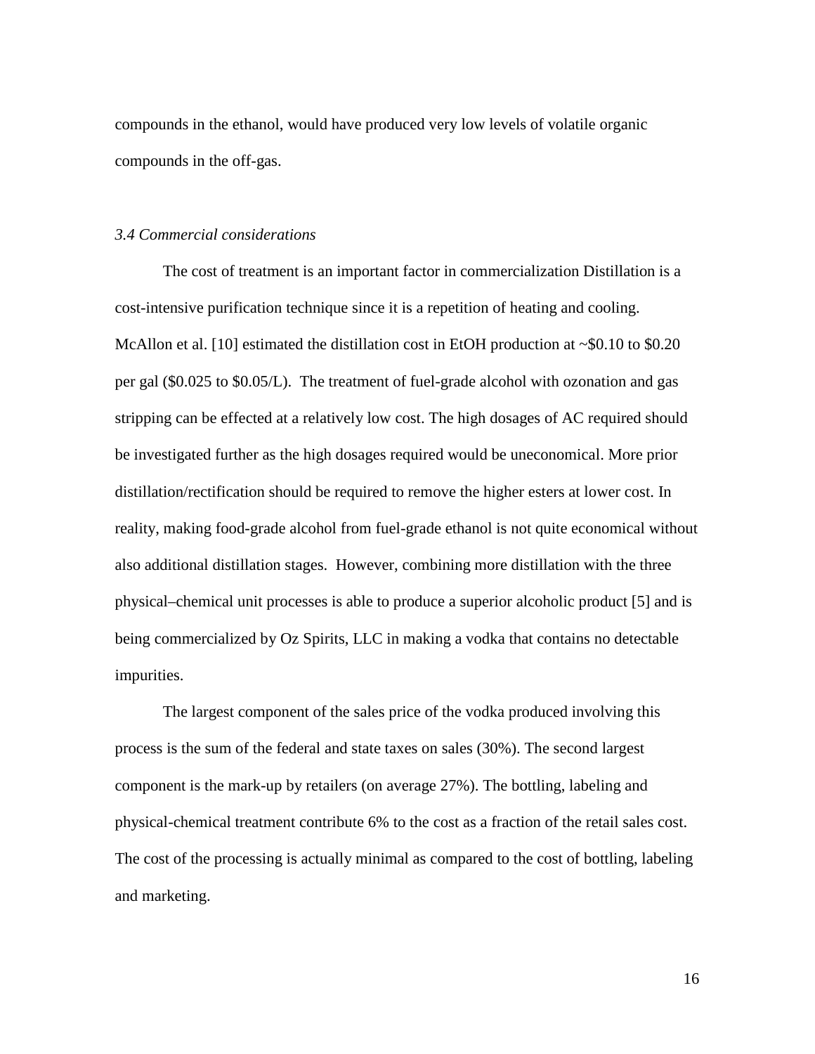compounds in the ethanol, would have produced very low levels of volatile organic compounds in the off-gas.

*3.4 Commercial considerations*

The cost of treatment is an important factor in commercialization Distillation is a cost-intensive purification technique since it is a repetition of heating and cooling. McAllon et al. [10] estimated the distillation cost in EtOH production at ~$0.10 to $0.20 per gal ($0.025 to $0.05/L). The treatment of fuel-grade alcohol with ozonation and gas stripping can be effected at a relatively low cost. The high dosages of AC required should be investigated further as the high dosages required would be uneconomical. More prior distillation/rectification should be required to remove the higher esters at lower cost. In reality, making food-grade alcohol from fuel-grade ethanol is not quite economical without also additional distillation stages. However, combining more distillation with the three physical–chemical unit processes is able to produce a superior alcoholic product [5] and is being commercialized by Oz Spirits, LLC in making a vodka that contains no detectable impurities.

The largest component of the sales price of the vodka produced involving this process is the sum of the federal and state taxes on sales (30%). The second largest component is the mark-up by retailers (on average 27%). The bottling, labeling and physical-chemical treatment contribute 6% to the cost as a fraction of the retail sales cost. The cost of the processing is actually minimal as compared to the cost of bottling, labeling and marketing.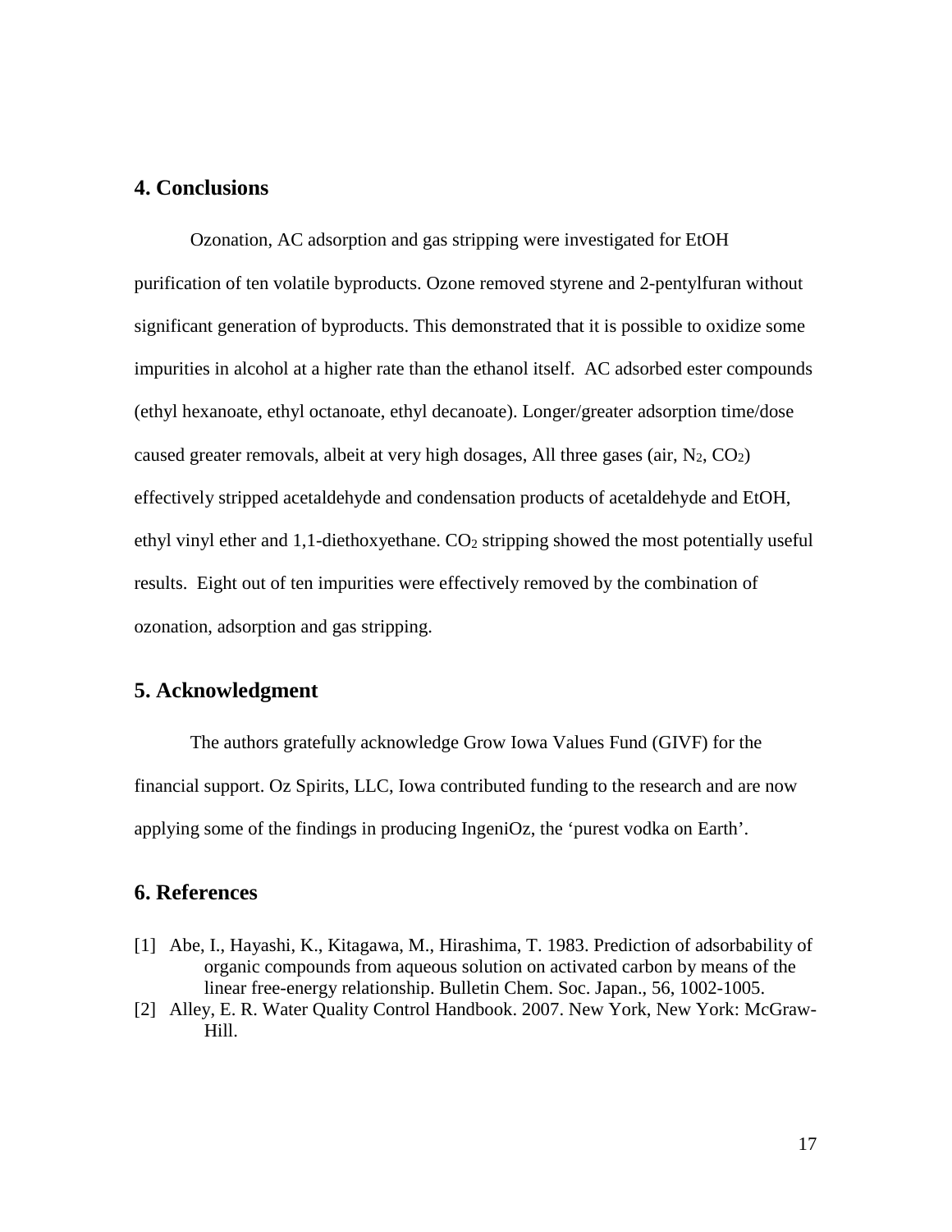## 4. Conclusions

Ozonation, AC adsorption and gas stripping were investigated for EtOH purification of ten volatile byproducts. Ozone removed styrene and 2-pentylfuran without significant generation of byproducts. This demonstrated that it is possible to oxidize some impurities in alcohol at a higher rate than the ethanol itself. AC adsorbed ester compounds (ethyl hexanoate, ethyl octanoate, ethyl decanoate). Longer/greater adsorption time/dose caused greater removals, albeit at very high dosages, All three gases (air, $N_2$, $CO_2$) effectively stripped acetaldehyde and condensation products of acetaldehyde and EtOH, ethyl vinyl ether and 1,1-diethoxyethane. $CO_2$ stripping showed the most potentially useful results. Eight out of ten impurities were effectively removed by the combination of ozonation, adsorption and gas stripping.

## 5. Acknowledgment

The authors gratefully acknowledge Grow Iowa Values Fund (GIVF) for the financial support. Oz Spirits, LLC, Iowa contributed funding to the research and are now applying some of the findings in producing IngeniOz, the 'purest vodka on Earth'.

## 6. References

[1] Abe, I., Hayashi, K., Kitagawa, M., Hirashima, T. 1983. Prediction of adsorbability of organic compounds from aqueous solution on activated carbon by means of the linear free-energy relationship. Bulletin Chem. Soc. Japan., 56, 1002-1005.

[2] Alley, E. R. Water Quality Control Handbook. 2007. New York, New York: McGraw-Hill.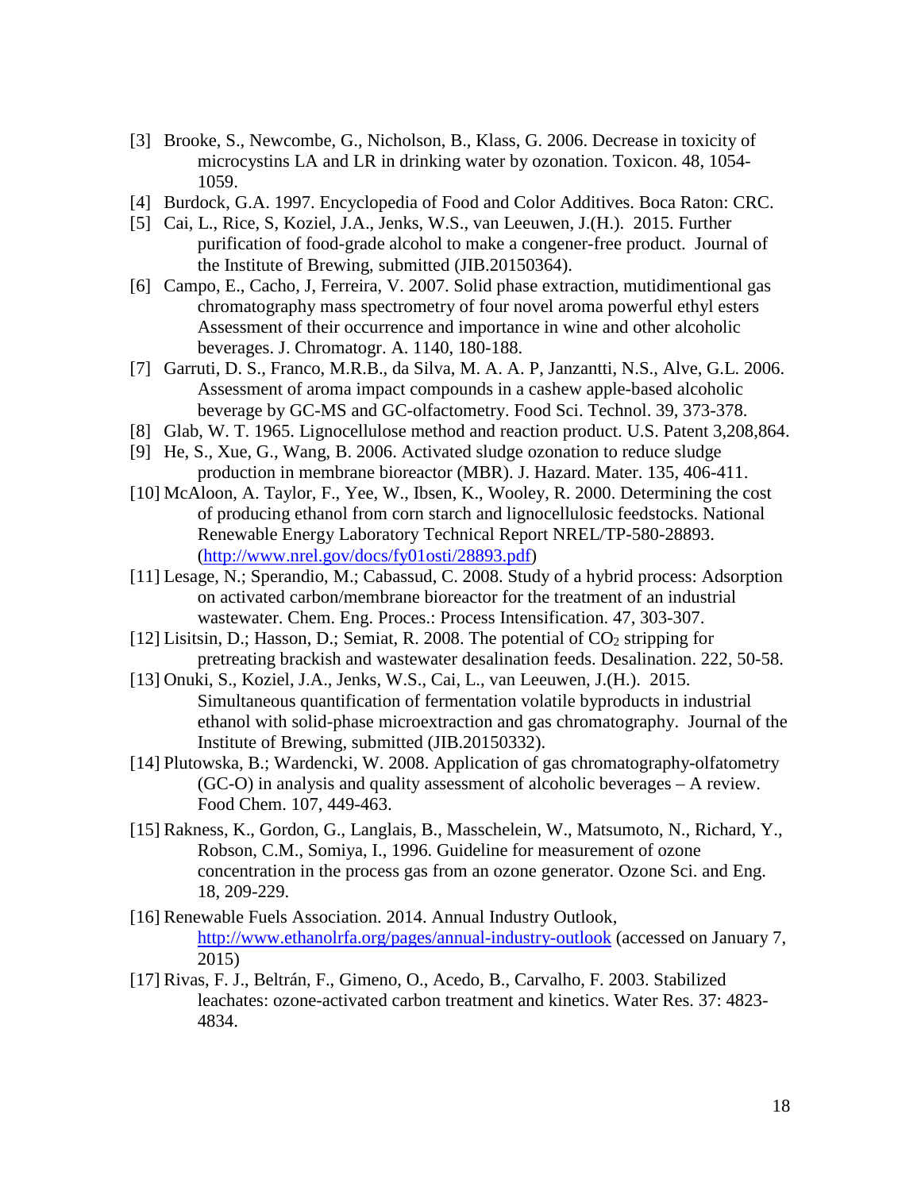[3] Brooke, S., Newcombe, G., Nicholson, B., Klass, G. 2006. Decrease in toxicity of microcystins LA and LR in drinking water by ozonation. Toxicon. 48, 1054-1059.

[4] Burdock, G.A. 1997. Encyclopedia of Food and Color Additives. Boca Raton: CRC.

[5] Cai, L., Rice, S, Koziel, J.A., Jenks, W.S., van Leeuwen, J.(H.). 2015. Further purification of food-grade alcohol to make a congener-free product. Journal of the Institute of Brewing, submitted (JIB.20150364).

[6] Campo, E., Cacho, J, Ferreira, V. 2007. Solid phase extraction, mutidimentional gas chromatography mass spectrometry of four novel aroma powerful ethyl esters Assessment of their occurrence and importance in wine and other alcoholic beverages. J. Chromatogr. A. 1140, 180-188.

[7] Garruti, D. S., Franco, M.R.B., da Silva, M. A. A. P, Janzantti, N.S., Alve, G.L. 2006. Assessment of aroma impact compounds in a cashew apple-based alcoholic beverage by GC-MS and GC-olfactometry. Food Sci. Technol. 39, 373-378.

[8] Glab, W. T. 1965. Lignocellulose method and reaction product. U.S. Patent 3,208,864.

[9] He, S., Xue, G., Wang, B. 2006. Activated sludge ozonation to reduce sludge production in membrane bioreactor (MBR). J. Hazard. Mater. 135, 406-411.

[10] McAloon, A. Taylor, F., Yee, W., Ibsen, K., Wooley, R. 2000. Determining the cost of producing ethanol from corn starch and lignocellulosic feedstocks. National Renewable Energy Laboratory Technical Report NREL/TP-580-28893. (http://www.nrel.gov/docs/fy01osti/28893.pdf)

[11] Lesage, N.; Sperandio, M.; Cabassud, C. 2008. Study of a hybrid process: Adsorption on activated carbon/membrane bioreactor for the treatment of an industrial wastewater. Chem. Eng. Proces.: Process Intensification. 47, 303-307.

[12] Lisitsin, D.; Hasson, D.; Semiat, R. 2008. The potential of $CO_2$ stripping for pretreating brackish and wastewater desalination feeds. Desalination. 222, 50-58.

[13] Onuki, S., Koziel, J.A., Jenks, W.S., Cai, L., van Leeuwen, J.(H.). 2015. Simultaneous quantification of fermentation volatile byproducts in industrial ethanol with solid-phase microextraction and gas chromatography. Journal of the Institute of Brewing, submitted (JIB.20150332).

[14] Plutowska, B.; Wardencki, W. 2008. Application of gas chromatography-olfatometry (GC-O) in analysis and quality assessment of alcoholic beverages – A review. Food Chem. 107, 449-463.

[15] Rakness, K., Gordon, G., Langlais, B., Masschelein, W., Matsumoto, N., Richard, Y., Robson, C.M., Somiya, I., 1996. Guideline for measurement of ozone concentration in the process gas from an ozone generator. Ozone Sci. and Eng. 18, 209-229.

[16] Renewable Fuels Association. 2014. Annual Industry Outlook, http://www.ethanolrfa.org/pages/annual-industry-outlook (accessed on January 7, 2015)

[17] Rivas, F. J., Beltrán, F., Gimeno, O., Acedo, B., Carvalho, F. 2003. Stabilized leachates: ozone-activated carbon treatment and kinetics. Water Res. 37: 4823-4834.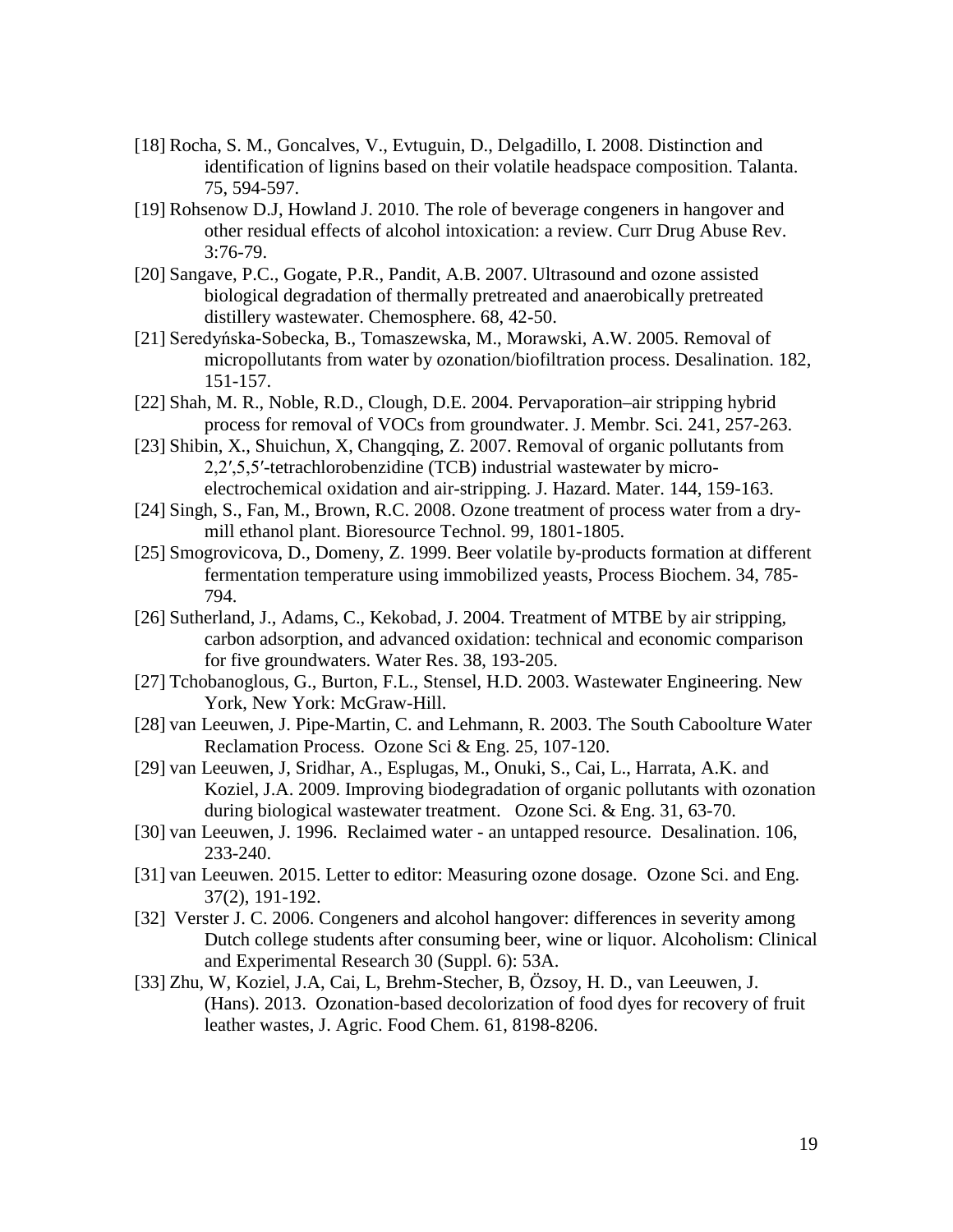[18] Rocha, S. M., Goncalves, V., Evtuguin, D., Delgadillo, I. 2008. Distinction and identification of lignins based on their volatile headspace composition. Talanta. 75, 594-597.

[19] Rohsenow D.J, Howland J. 2010. The role of beverage congeners in hangover and other residual effects of alcohol intoxication: a review. Curr Drug Abuse Rev. 3:76-79.

[20] Sangave, P.C., Gogate, P.R., Pandit, A.B. 2007. Ultrasound and ozone assisted biological degradation of thermally pretreated and anaerobically pretreated distillery wastewater. Chemosphere. 68, 42-50.

[21] Seredyńska-Sobecka, B., Tomaszewska, M., Morawski, A.W. 2005. Removal of micropollutants from water by ozonation/biofiltration process. Desalination. 182, 151-157.

[22] Shah, M. R., Noble, R.D., Clough, D.E. 2004. Pervaporation–air stripping hybrid process for removal of VOCs from groundwater. J. Membr. Sci. 241, 257-263.

[23] Shibin, X., Shuichun, X, Changqing, Z. 2007. Removal of organic pollutants from 2,2′,5,5′-tetrachlorobenzidine (TCB) industrial wastewater by micro-electrochemical oxidation and air-stripping. J. Hazard. Mater. 144, 159-163.

[24] Singh, S., Fan, M., Brown, R.C. 2008. Ozone treatment of process water from a dry-mill ethanol plant. Bioresource Technol. 99, 1801-1805.

[25] Smogrovicova, D., Domeny, Z. 1999. Beer volatile by-products formation at different fermentation temperature using immobilized yeasts, Process Biochem. 34, 785-794.

[26] Sutherland, J., Adams, C., Kekobad, J. 2004. Treatment of MTBE by air stripping, carbon adsorption, and advanced oxidation: technical and economic comparison for five groundwaters. Water Res. 38, 193-205.

[27] Tchobanoglous, G., Burton, F.L., Stensel, H.D. 2003. Wastewater Engineering. New York, New York: McGraw-Hill.

[28] van Leeuwen, J. Pipe-Martin, C. and Lehmann, R. 2003. The South Caboolture Water Reclamation Process. Ozone Sci & Eng. 25, 107-120.

[29] van Leeuwen, J, Sridhar, A., Esplugas, M., Onuki, S., Cai, L., Harrata, A.K. and Koziel, J.A. 2009. Improving biodegradation of organic pollutants with ozonation during biological wastewater treatment. Ozone Sci. & Eng. 31, 63-70.

[30] van Leeuwen, J. 1996. Reclaimed water - an untapped resource. Desalination. 106, 233-240.

[31] van Leeuwen. 2015. Letter to editor: Measuring ozone dosage. Ozone Sci. and Eng. 37(2), 191-192.

[32] Verster J. C. 2006. Congeners and alcohol hangover: differences in severity among Dutch college students after consuming beer, wine or liquor. Alcoholism: Clinical and Experimental Research 30 (Suppl. 6): 53A.

[33] Zhu, W, Koziel, J.A, Cai, L, Brehm-Stecher, B, Özsoy, H. D., van Leeuwen, J. (Hans). 2013. Ozonation-based decolorization of food dyes for recovery of fruit leather wastes, J. Agric. Food Chem. 61, 8198-8206.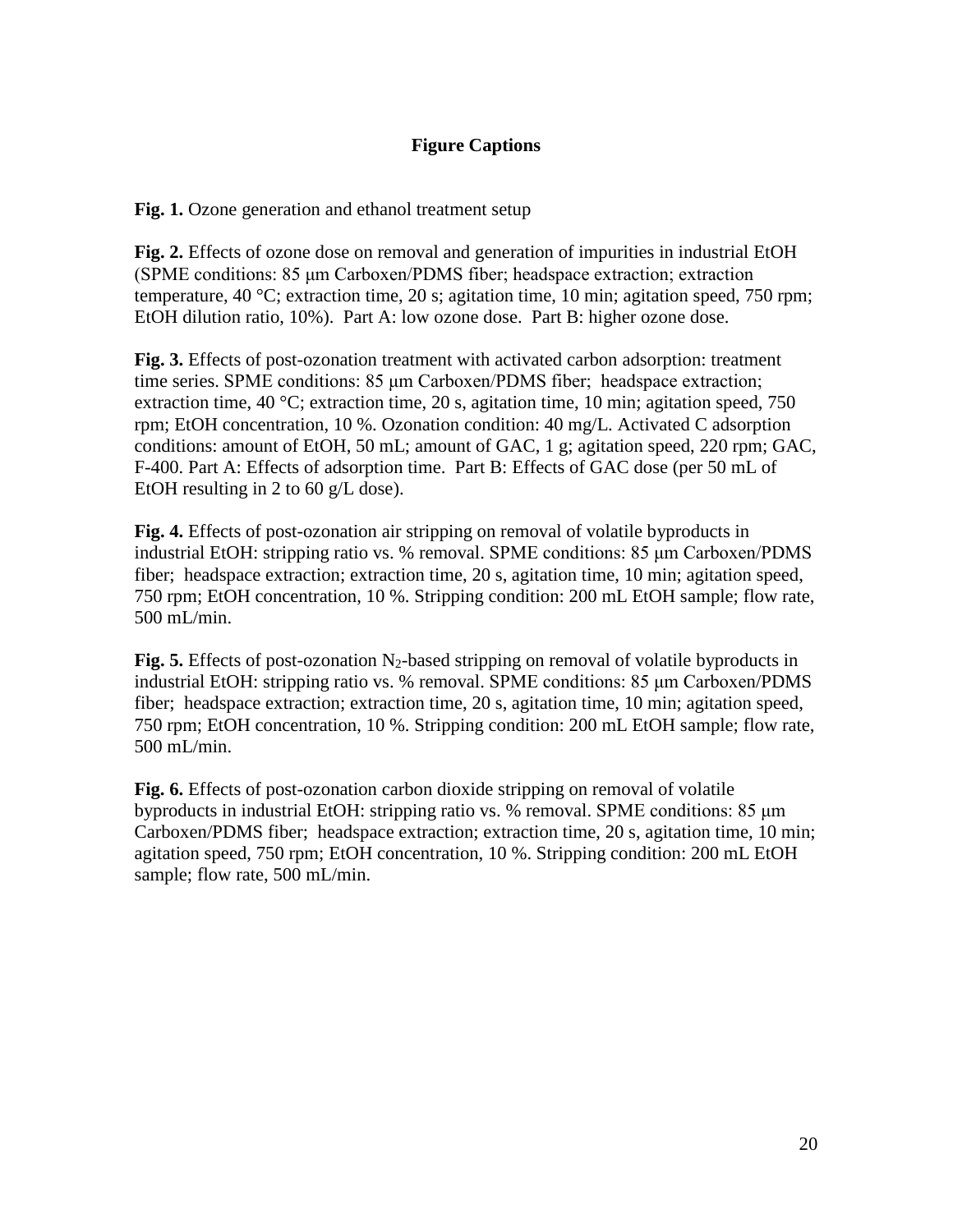# Figure Captions

**Fig. 1.** Ozone generation and ethanol treatment setup

**Fig. 2.** Effects of ozone dose on removal and generation of impurities in industrial EtOH (SPME conditions: 85 μm Carboxen/PDMS fiber; headspace extraction; extraction temperature, 40 °C; extraction time, 20 s; agitation time, 10 min; agitation speed, 750 rpm; EtOH dilution ratio, 10%). Part A: low ozone dose. Part B: higher ozone dose.

**Fig. 3.** Effects of post-ozonation treatment with activated carbon adsorption: treatment time series. SPME conditions: 85 μm Carboxen/PDMS fiber; headspace extraction; extraction time, 40 °C; extraction time, 20 s, agitation time, 10 min; agitation speed, 750 rpm; EtOH concentration, 10 %. Ozonation condition: 40 mg/L. Activated C adsorption conditions: amount of EtOH, 50 mL; amount of GAC, 1 g; agitation speed, 220 rpm; GAC, F-400. Part A: Effects of adsorption time. Part B: Effects of GAC dose (per 50 mL of EtOH resulting in 2 to 60 g/L dose).

**Fig. 4.** Effects of post-ozonation air stripping on removal of volatile byproducts in industrial EtOH: stripping ratio vs. % removal. SPME conditions: 85 μm Carboxen/PDMS fiber; headspace extraction; extraction time, 20 s, agitation time, 10 min; agitation speed, 750 rpm; EtOH concentration, 10 %. Stripping condition: 200 mL EtOH sample; flow rate, 500 mL/min.

**Fig. 5.** Effects of post-ozonation $N_2$-based stripping on removal of volatile byproducts in industrial EtOH: stripping ratio vs. % removal. SPME conditions: 85 μm Carboxen/PDMS fiber; headspace extraction; extraction time, 20 s, agitation time, 10 min; agitation speed, 750 rpm; EtOH concentration, 10 %. Stripping condition: 200 mL EtOH sample; flow rate, 500 mL/min.

**Fig. 6.** Effects of post-ozonation carbon dioxide stripping on removal of volatile byproducts in industrial EtOH: stripping ratio vs. % removal. SPME conditions: 85 μm Carboxen/PDMS fiber; headspace extraction; extraction time, 20 s, agitation time, 10 min; agitation speed, 750 rpm; EtOH concentration, 10 %. Stripping condition: 200 mL EtOH sample; flow rate, 500 mL/min.